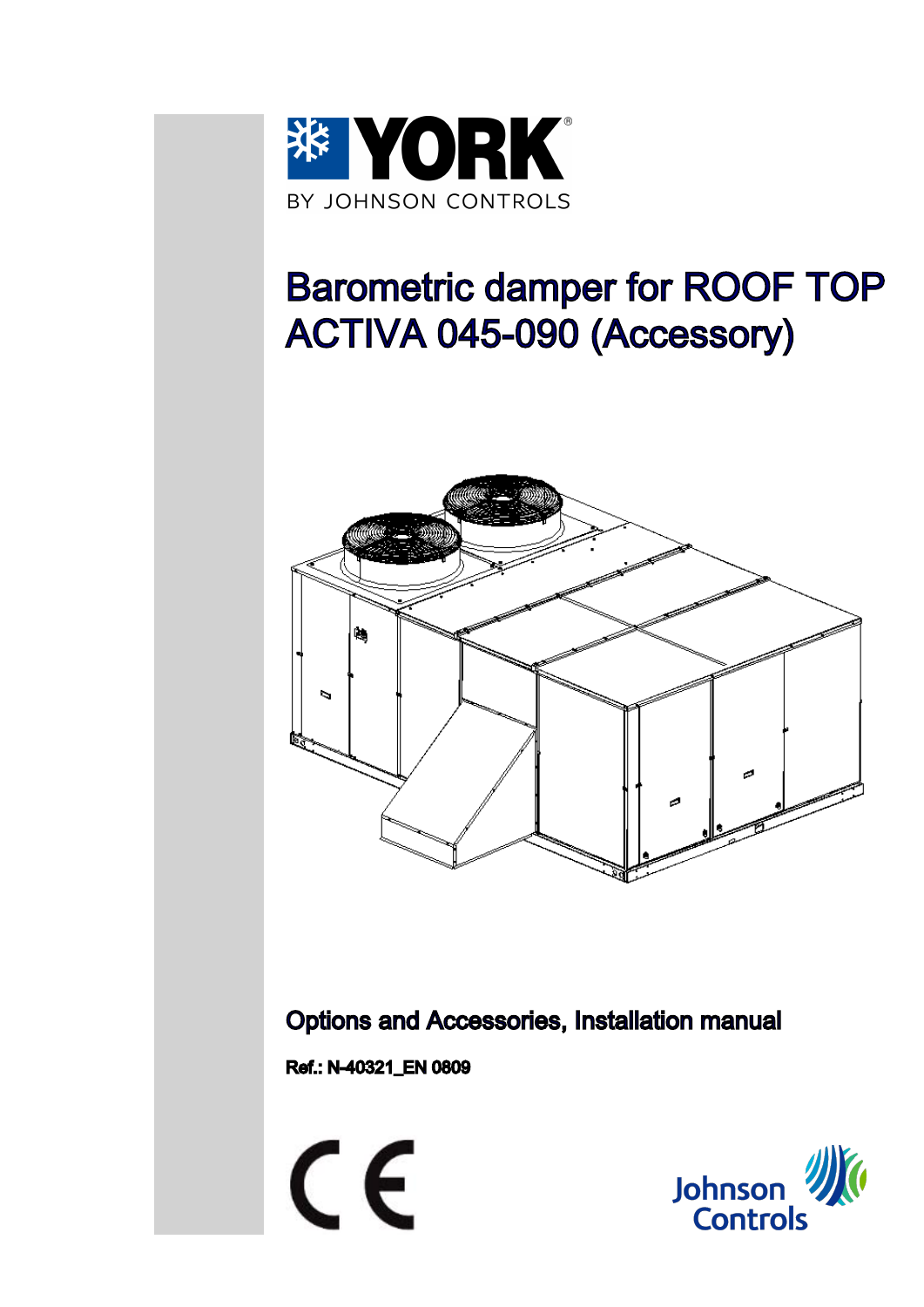YORK

BY JOHNSON CONTROLS

# Barometric damper for ROOF TOP ACTIVA 045-090 (Accessory)

## Options and Accessories, Installation manual

**Ref.: N-40321_EN 0809**

CE

Johnson Controls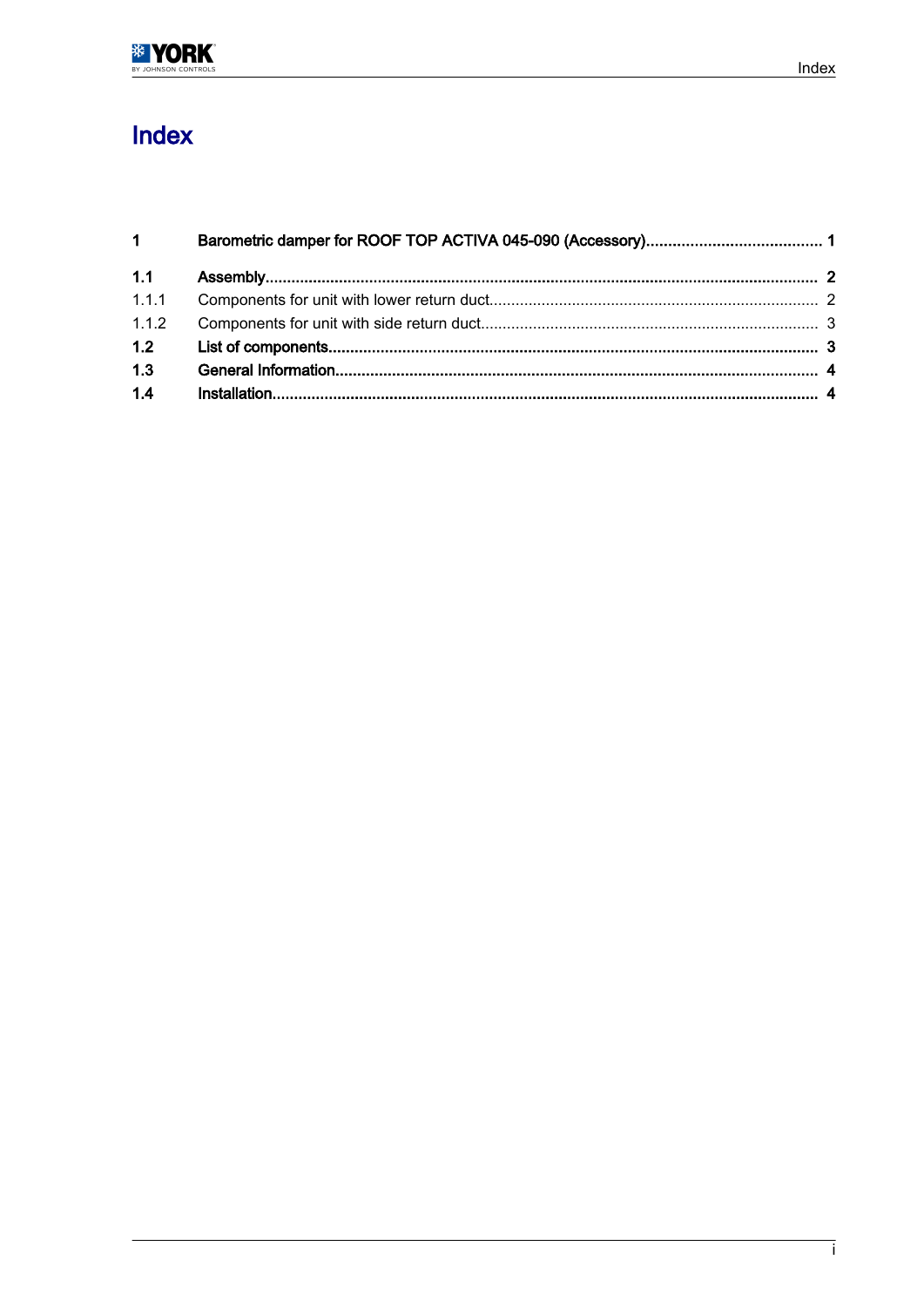# Index

| | | |
|---|---|---|
| **1** | **Barometric damper for ROOF TOP ACTIVA 045-090 (Accessory)** | **1** |
| **1.1** | **Assembly** | **2** |
| 1.1.1 | Components for unit with lower return duct | 2 |
| 1.1.2 | Components for unit with side return duct | 3 |
| **1.2** | **List of components** | **3** |
| **1.3** | **General Information** | **4** |
| **1.4** | **Installation** | **4** |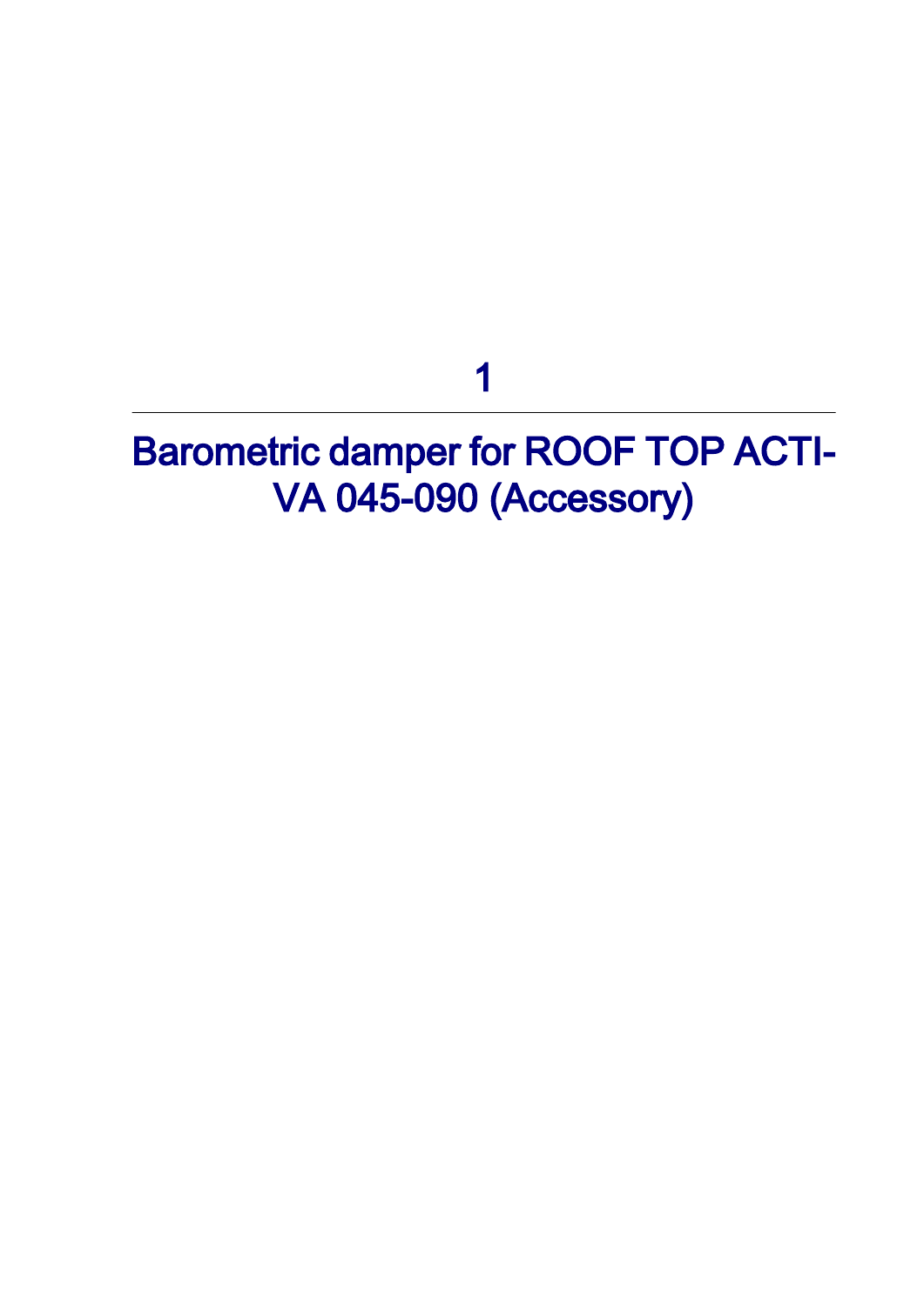# 1

# Barometric damper for ROOF TOP ACTIVA 045-090 (Accessory)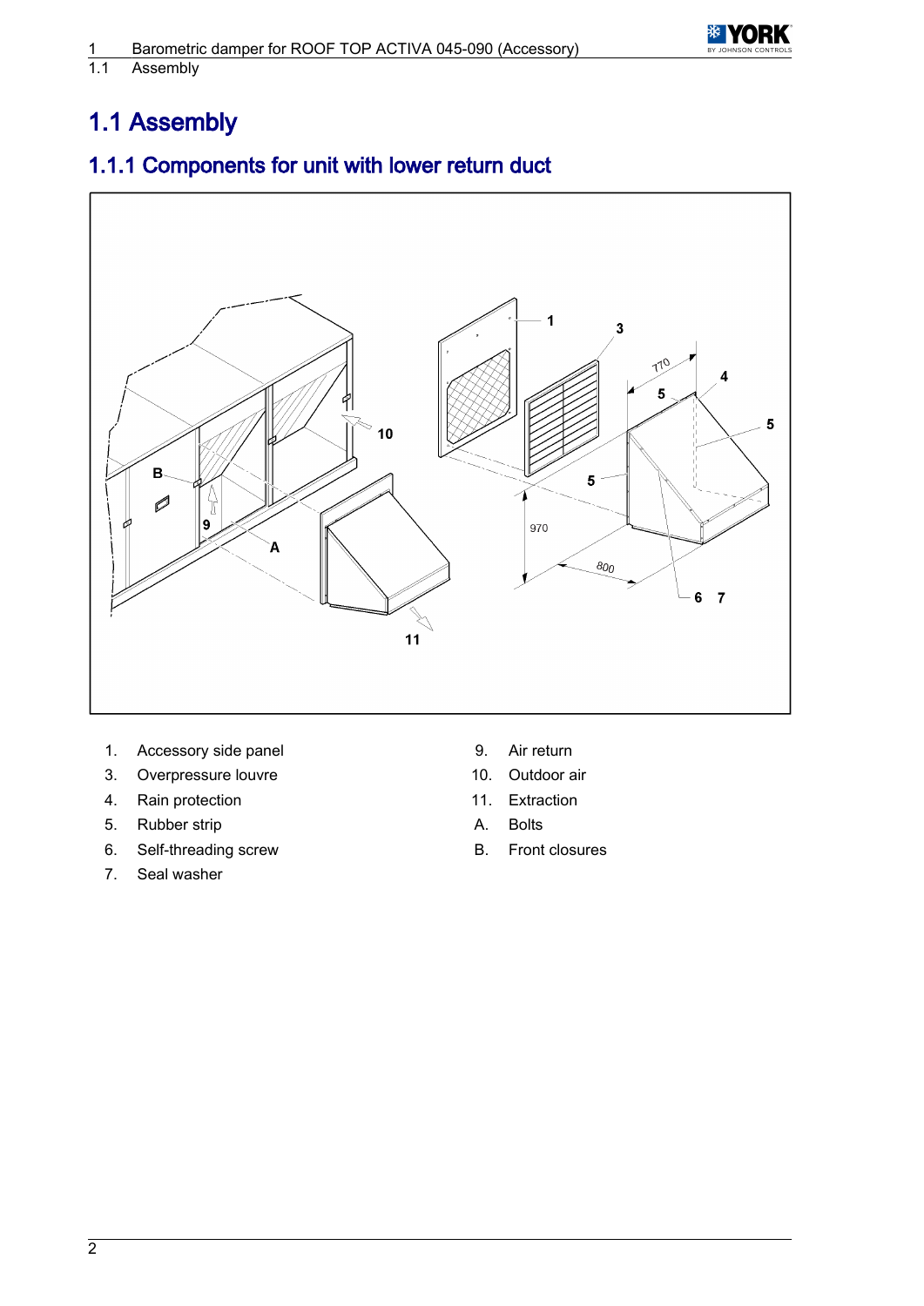# 1.1 Assembly

## 1.1.1 Components for unit with lower return duct

1. Accessory side panel
3. Overpressure louvre
4. Rain protection
5. Rubber strip
6. Self-threading screw
7. Seal washer
9. Air return
10. Outdoor air
11. Extraction

A. Bolts

B. Front closures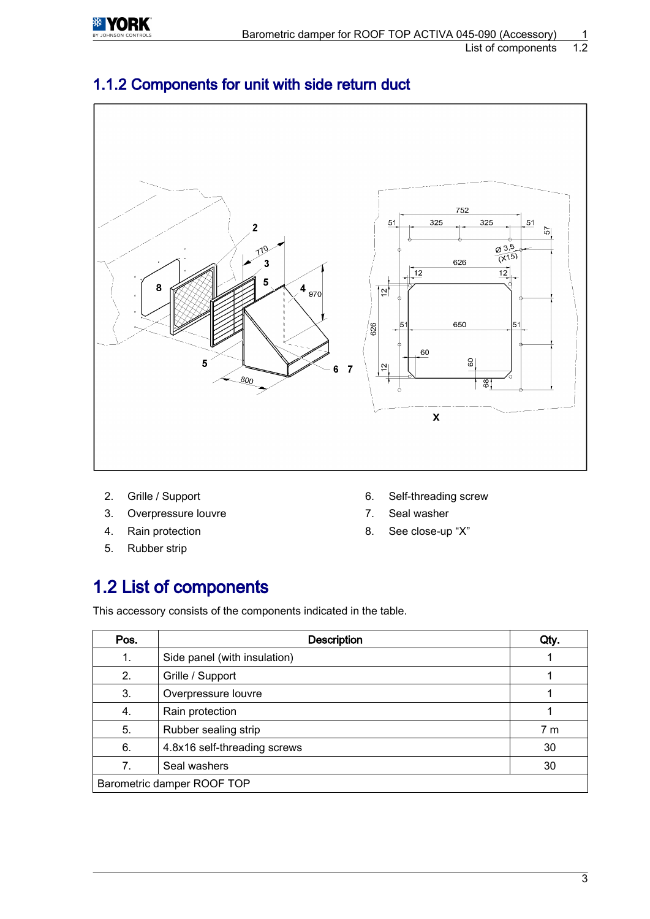## 1.1.2 Components for unit with side return duct

2. Grille / Support
3. Overpressure louvre
4. Rain protection
5. Rubber strip
6. Self-threading screw
7. Seal washer
8. See close-up "X"

## 1.2 List of components

This accessory consists of the components indicated in the table.

| Pos. | Description | Qty. |
|---|---|---|
| 1. | Side panel (with insulation) | 1 |
| 2. | Grille / Support | 1 |
| 3. | Overpressure louvre | 1 |
| 4. | Rain protection | 1 |
| 5. | Rubber sealing strip | 7 m |
| 6. | 4.8x16 self-threading screws | 30 |
| 7. | Seal washers | 30 |
| Barometric damper ROOF TOP | | |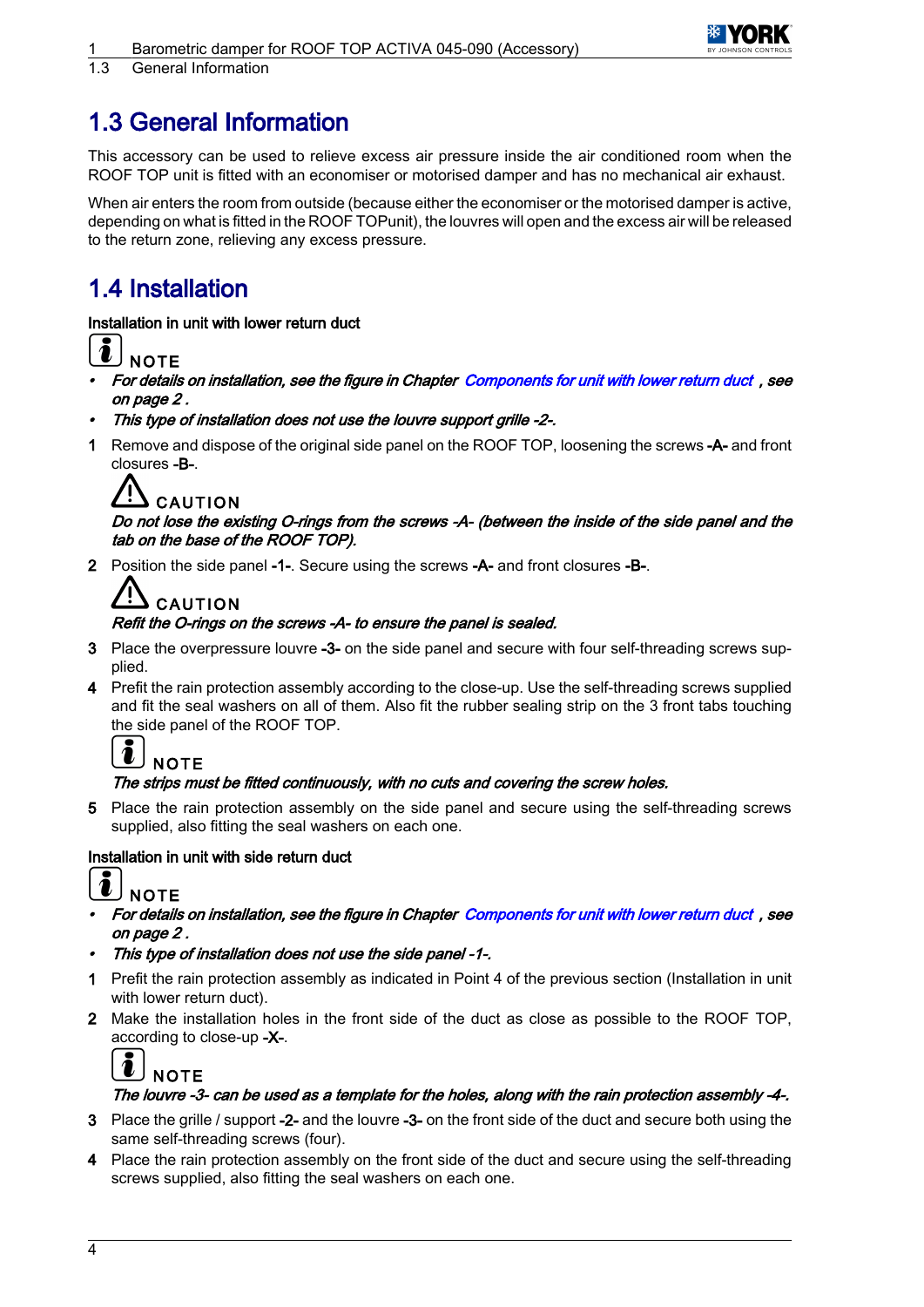# 1.3 General Information

This accessory can be used to relieve excess air pressure inside the air conditioned room when the ROOF TOP unit is fitted with an economiser or motorised damper and has no mechanical air exhaust.

When air enters the room from outside (because either the economiser or the motorised damper is active, depending on what is fitted in the ROOF TOPunit), the louvres will open and the excess air will be released to the return zone, relieving any excess pressure.

# 1.4 Installation

**Installation in unit with lower return duct**

NOTE

- *For details on installation, see the figure in Chapter Components for unit with lower return duct , see on page 2 .*
- *This type of installation does not use the louvre support grille -2-.*

1. Remove and dispose of the original side panel on the ROOF TOP, loosening the screws **-A-** and front closures **-B-**.

   CAUTION
   *Do not lose the existing O-rings from the screws -A- (between the inside of the side panel and the tab on the base of the ROOF TOP).*

2. Position the side panel **-1-**. Secure using the screws **-A-** and front closures **-B-**.

   CAUTION
   *Refit the O-rings on the screws -A- to ensure the panel is sealed.*

3. Place the overpressure louvre **-3-** on the side panel and secure with four self-threading screws supplied.
4. Prefit the rain protection assembly according to the close-up. Use the self-threading screws supplied and fit the seal washers on all of them. Also fit the rubber sealing strip on the 3 front tabs touching the side panel of the ROOF TOP.

   NOTE
   *The strips must be fitted continuously, with no cuts and covering the screw holes.*

5. Place the rain protection assembly on the side panel and secure using the self-threading screws supplied, also fitting the seal washers on each one.

**Installation in unit with side return duct**

NOTE

- *For details on installation, see the figure in Chapter Components for unit with lower return duct , see on page 2 .*
- *This type of installation does not use the side panel -1-.*

1. Prefit the rain protection assembly as indicated in Point 4 of the previous section (Installation in unit with lower return duct).
2. Make the installation holes in the front side of the duct as close as possible to the ROOF TOP, according to close-up **-X-**.

   NOTE
   *The louvre -3- can be used as a template for the holes, along with the rain protection assembly -4-.*

3. Place the grille / support **-2-** and the louvre **-3-** on the front side of the duct and secure both using the same self-threading screws (four).
4. Place the rain protection assembly on the front side of the duct and secure using the self-threading screws supplied, also fitting the seal washers on each one.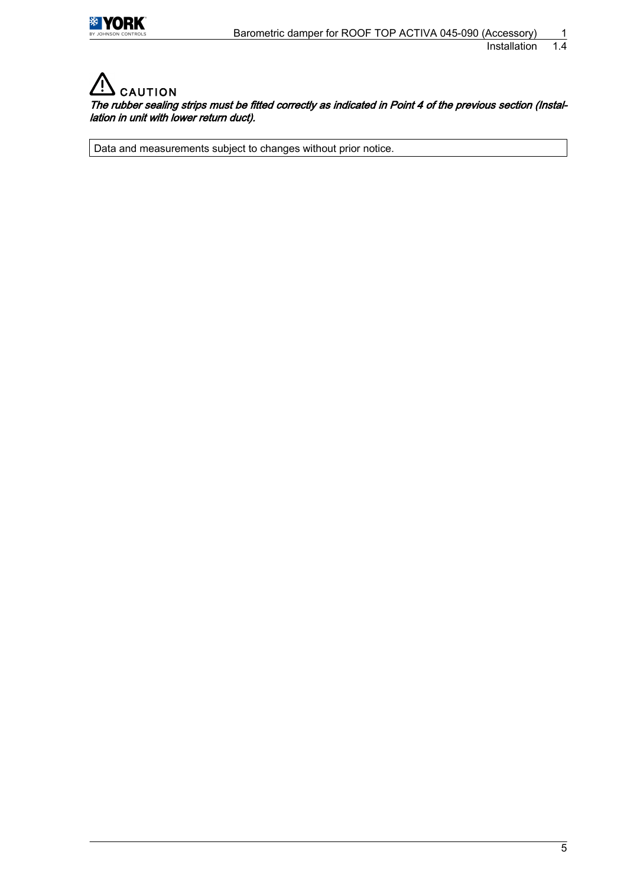⚠ **CAUTION**

***The rubber sealing strips must be fitted correctly as indicated in Point 4 of the previous section (Installation in unit with lower return duct).***

Data and measurements subject to changes without prior notice.